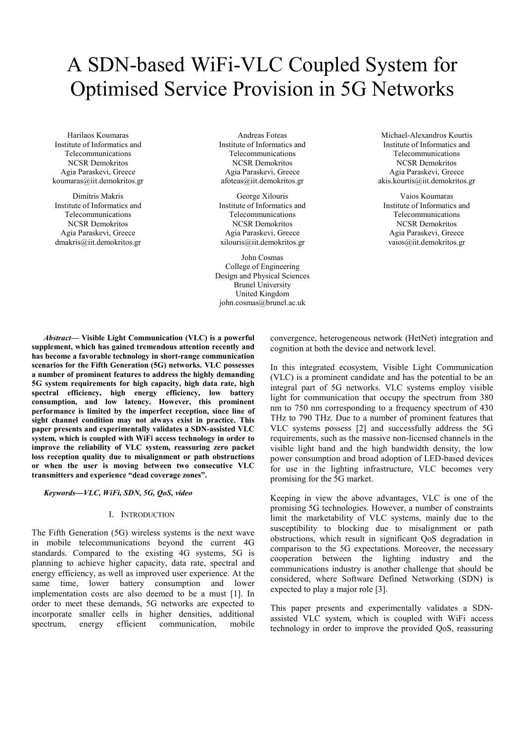# A SDN-based WiFi-VLC Coupled System for Optimised Service Provision in 5G Networks

Harilaos Koumaras
Institute of Informatics and Telecommunications
NCSR Demokritos
Agia Paraskevi, Greece
koumaras@iit.demokritos.gr

Andreas Foteas
Institute of Informatics and Telecommunications
NCSR Demokritos
Agia Paraskevi, Greece
afoteas@iit.demokritos.gr

Michael-Alexandros Kourtis
Institute of Informatics and Telecommunications
NCSR Demokritos
Agia Paraskevi, Greece
akis.kourtis@iit.demokritos.gr

Dimitris Makris
Institute of Informatics and Telecommunications
NCSR Demokritos
Agia Paraskevi, Greece
dmakris@iit.demokritos.gr

George Xilouris
Institute of Informatics and Telecommunications
NCSR Demokritos
Agia Paraskevi, Greece
xilouris@iit.demokritos.gr

Vaios Koumaras
Institute of Informatics and Telecommunications
NCSR Demokritos
Agia Paraskevi, Greece
vaios@iit.demokritos.gr

John Cosmas
College of Engineering Design and Physical Sciences
Brunel University
United Kingdom
john.cosmas@brunel.ac.uk

***Abstract*— Visible Light Communication (VLC) is a powerful supplement, which has gained tremendous attention recently and has become a favorable technology in short-range communication scenarios for the Fifth Generation (5G) networks. VLC possesses a number of prominent features to address the highly demanding 5G system requirements for high capacity, high data rate, high spectral efficiency, high energy efficiency, low battery consumption, and low latency. However, this prominent performance is limited by the imperfect reception, since line of sight channel condition may not always exist in practice. This paper presents and experimentally validates a SDN-assisted VLC system, which is coupled with WiFi access technology in order to improve the reliability of VLC system, reassuring zero packet loss reception quality due to misalignment or path obstructions or when the user is moving between two consecutive VLC transmitters and experience "dead coverage zones".**

***Keywords—VLC, WiFi, SDN, 5G, QoS, video***

## I. Introduction

The Fifth Generation (5G) wireless systems is the next wave in mobile telecommunications beyond the current 4G standards. Compared to the existing 4G systems, 5G is planning to achieve higher capacity, data rate, spectral and energy efficiency, as well as improved user experience. At the same time, lower battery consumption and lower implementation costs are also deemed to be a must [1]. In order to meet these demands, 5G networks are expected to incorporate smaller cells in higher densities, additional spectrum, energy efficient communication, mobile convergence, heterogeneous network (HetNet) integration and cognition at both the device and network level.

In this integrated ecosystem, Visible Light Communication (VLC) is a prominent candidate and has the potential to be an integral part of 5G networks. VLC systems employ visible light for communication that occupy the spectrum from 380 nm to 750 nm corresponding to a frequency spectrum of 430 THz to 790 THz. Due to a number of prominent features that VLC systems possess [2] and successfully address the 5G requirements, such as the massive non-licensed channels in the visible light band and the high bandwidth density, the low power consumption and broad adoption of LED-based devices for use in the lighting infrastructure, VLC becomes very promising for the 5G market.

Keeping in view the above advantages, VLC is one of the promising 5G technologies. However, a number of constraints limit the marketability of VLC systems, mainly due to the susceptibility to blocking due to misalignment or path obstructions, which result in significant QoS degradation in comparison to the 5G expectations. Moreover, the necessary cooperation between the lighting industry and the communications industry is another challenge that should be considered, where Software Defined Networking (SDN) is expected to play a major role [3].

This paper presents and experimentally validates a SDN-assisted VLC system, which is coupled with WiFi access technology in order to improve the provided QoS, reassuring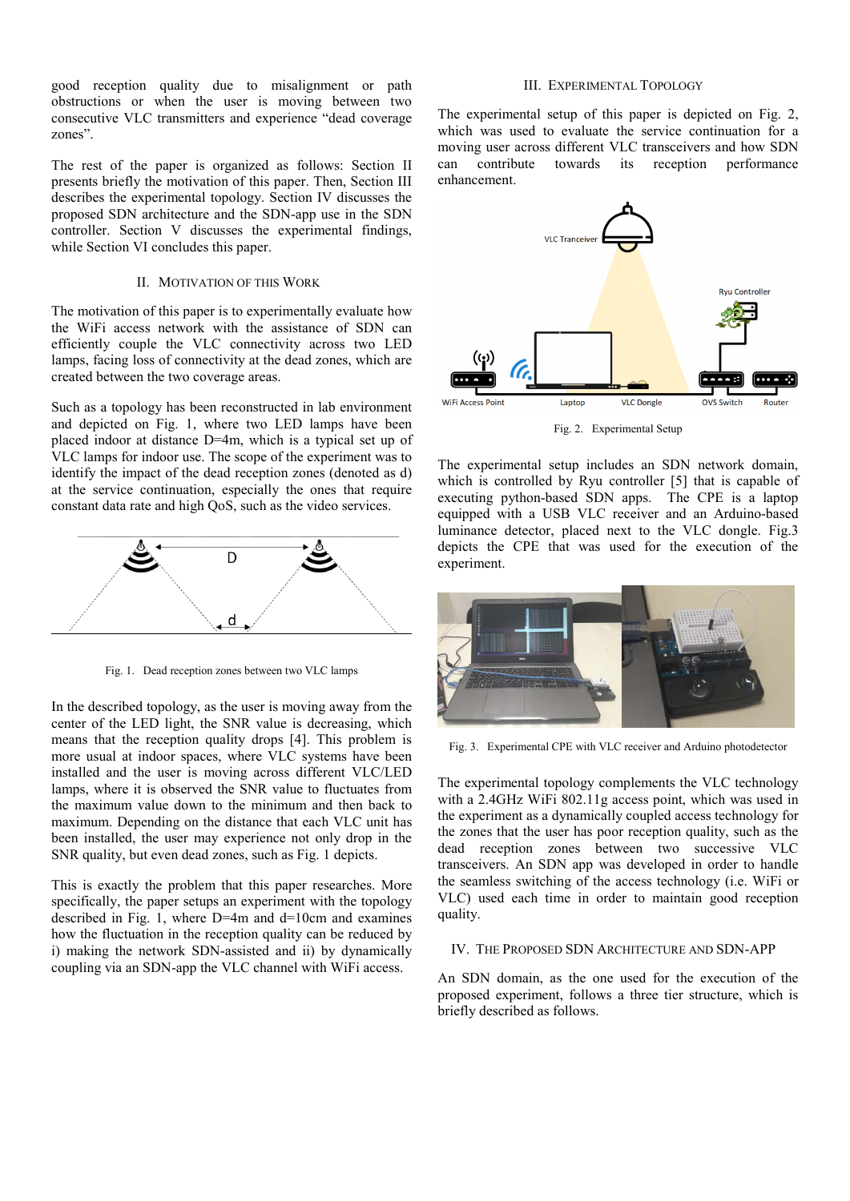good reception quality due to misalignment or path obstructions or when the user is moving between two consecutive VLC transmitters and experience "dead coverage zones".

The rest of the paper is organized as follows: Section II presents briefly the motivation of this paper. Then, Section III describes the experimental topology. Section IV discusses the proposed SDN architecture and the SDN-app use in the SDN controller. Section V discusses the experimental findings, while Section VI concludes this paper.

## II. Motivation of this Work

The motivation of this paper is to experimentally evaluate how the WiFi access network with the assistance of SDN can efficiently couple the VLC connectivity across two LED lamps, facing loss of connectivity at the dead zones, which are created between the two coverage areas.

Such as a topology has been reconstructed in lab environment and depicted on Fig. 1, where two LED lamps have been placed indoor at distance D=4m, which is a typical set up of VLC lamps for indoor use. The scope of the experiment was to identify the impact of the dead reception zones (denoted as d) at the service continuation, especially the ones that require constant data rate and high QoS, such as the video services.

Fig. 1. Dead reception zones between two VLC lamps

In the described topology, as the user is moving away from the center of the LED light, the SNR value is decreasing, which means that the reception quality drops [4]. This problem is more usual at indoor spaces, where VLC systems have been installed and the user is moving across different VLC/LED lamps, where it is observed the SNR value to fluctuates from the maximum value down to the minimum and then back to maximum. Depending on the distance that each VLC unit has been installed, the user may experience not only drop in the SNR quality, but even dead zones, such as Fig. 1 depicts.

This is exactly the problem that this paper researches. More specifically, the paper setups an experiment with the topology described in Fig. 1, where D=4m and d=10cm and examines how the fluctuation in the reception quality can be reduced by i) making the network SDN-assisted and ii) by dynamically coupling via an SDN-app the VLC channel with WiFi access.

## III. Experimental Topology

The experimental setup of this paper is depicted on Fig. 2, which was used to evaluate the service continuation for a moving user across different VLC transceivers and how SDN can contribute towards its reception performance enhancement.

Fig. 2. Experimental Setup

The experimental setup includes an SDN network domain, which is controlled by Ryu controller [5] that is capable of executing python-based SDN apps. The CPE is a laptop equipped with a USB VLC receiver and an Arduino-based luminance detector, placed next to the VLC dongle. Fig.3 depicts the CPE that was used for the execution of the experiment.

Fig. 3. Experimental CPE with VLC receiver and Arduino photodetector

The experimental topology complements the VLC technology with a 2.4GHz WiFi 802.11g access point, which was used in the experiment as a dynamically coupled access technology for the zones that the user has poor reception quality, such as the dead reception zones between two successive VLC transceivers. An SDN app was developed in order to handle the seamless switching of the access technology (i.e. WiFi or VLC) used each time in order to maintain good reception quality.

## IV. The Proposed SDN Architecture and SDN-APP

An SDN domain, as the one used for the execution of the proposed experiment, follows a three tier structure, which is briefly described as follows.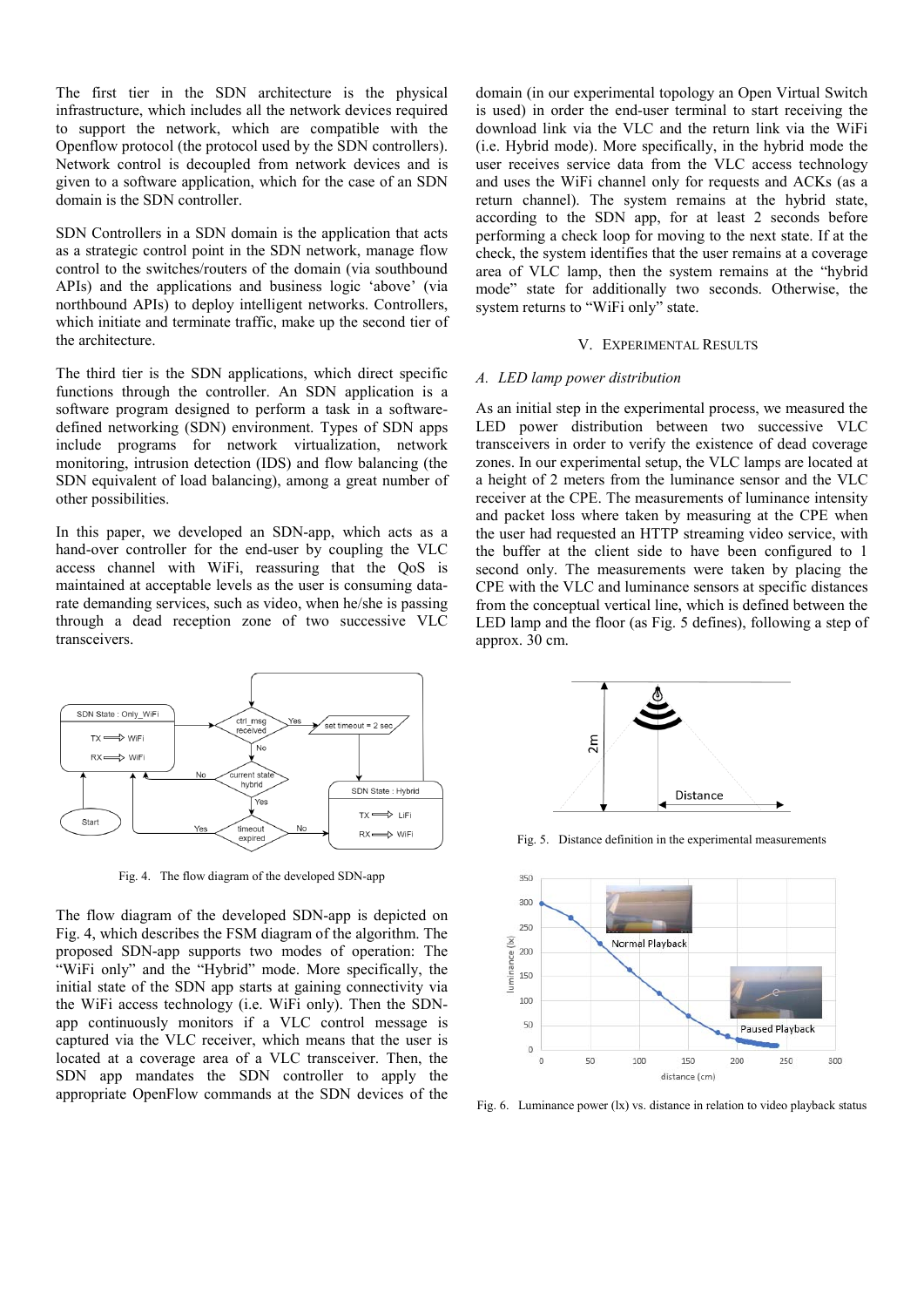The first tier in the SDN architecture is the physical infrastructure, which includes all the network devices required to support the network, which are compatible with the Openflow protocol (the protocol used by the SDN controllers). Network control is decoupled from network devices and is given to a software application, which for the case of an SDN domain is the SDN controller.

SDN Controllers in a SDN domain is the application that acts as a strategic control point in the SDN network, manage flow control to the switches/routers of the domain (via southbound APIs) and the applications and business logic 'above' (via northbound APIs) to deploy intelligent networks. Controllers, which initiate and terminate traffic, make up the second tier of the architecture.

The third tier is the SDN applications, which direct specific functions through the controller. An SDN application is a software program designed to perform a task in a software-defined networking (SDN) environment. Types of SDN apps include programs for network virtualization, network monitoring, intrusion detection (IDS) and flow balancing (the SDN equivalent of load balancing), among a great number of other possibilities.

In this paper, we developed an SDN-app, which acts as a hand-over controller for the end-user by coupling the VLC access channel with WiFi, reassuring that the QoS is maintained at acceptable levels as the user is consuming data-rate demanding services, such as video, when he/she is passing through a dead reception zone of two successive VLC transceivers.

SDN State : Only_WiFi
TX ⟹ WiFi
RX ⟹ WiFi
Start
ctrl_msg received
Yes
No
set timeout = 2 sec
current state hybrid
No
Yes
timeout expired
Yes
No
SDN State : Hybrid
TX ⟹ LiFi
RX ⟹ WiFi

Fig. 4. The flow diagram of the developed SDN-app

The flow diagram of the developed SDN-app is depicted on Fig. 4, which describes the FSM diagram of the algorithm. The proposed SDN-app supports two modes of operation: The "WiFi only" and the "Hybrid" mode. More specifically, the initial state of the SDN app starts at gaining connectivity via the WiFi access technology (i.e. WiFi only). Then the SDN-app continuously monitors if a VLC control message is captured via the VLC receiver, which means that the user is located at a coverage area of a VLC transceiver. Then, the SDN app mandates the SDN controller to apply the appropriate OpenFlow commands at the SDN devices of the domain (in our experimental topology an Open Virtual Switch is used) in order the end-user terminal to start receiving the download link via the VLC and the return link via the WiFi (i.e. Hybrid mode). More specifically, in the hybrid mode the user receives service data from the VLC access technology and uses the WiFi channel only for requests and ACKs (as a return channel). The system remains at the hybrid state, according to the SDN app, for at least 2 seconds before performing a check loop for moving to the next state. If at the check, the system identifies that the user remains at a coverage area of VLC lamp, then the system remains at the "hybrid mode" state for additionally two seconds. Otherwise, the system returns to "WiFi only" state.

## V. Experimental Results

### A. LED lamp power distribution

As an initial step in the experimental process, we measured the LED power distribution between two successive VLC transceivers in order to verify the existence of dead coverage zones. In our experimental setup, the VLC lamps are located at a height of 2 meters from the luminance sensor and the VLC receiver at the CPE. The measurements of luminance intensity and packet loss where taken by measuring at the CPE when the user had requested an HTTP streaming video service, with the buffer at the client side to have been configured to 1 second only. The measurements were taken by placing the CPE with the VLC and luminance sensors at specific distances from the conceptual vertical line, which is defined between the LED lamp and the floor (as Fig. 5 defines), following a step of approx. 30 cm.

2m
Distance

Fig. 5. Distance definition in the experimental measurements

350
300
250
200
150
100
50
0
luminance (lx)
0 50 100 150 200 250 300
distance (cm)
Normal Playback
Paused Playback

Fig. 6. Luminance power (lx) vs. distance in relation to video playback status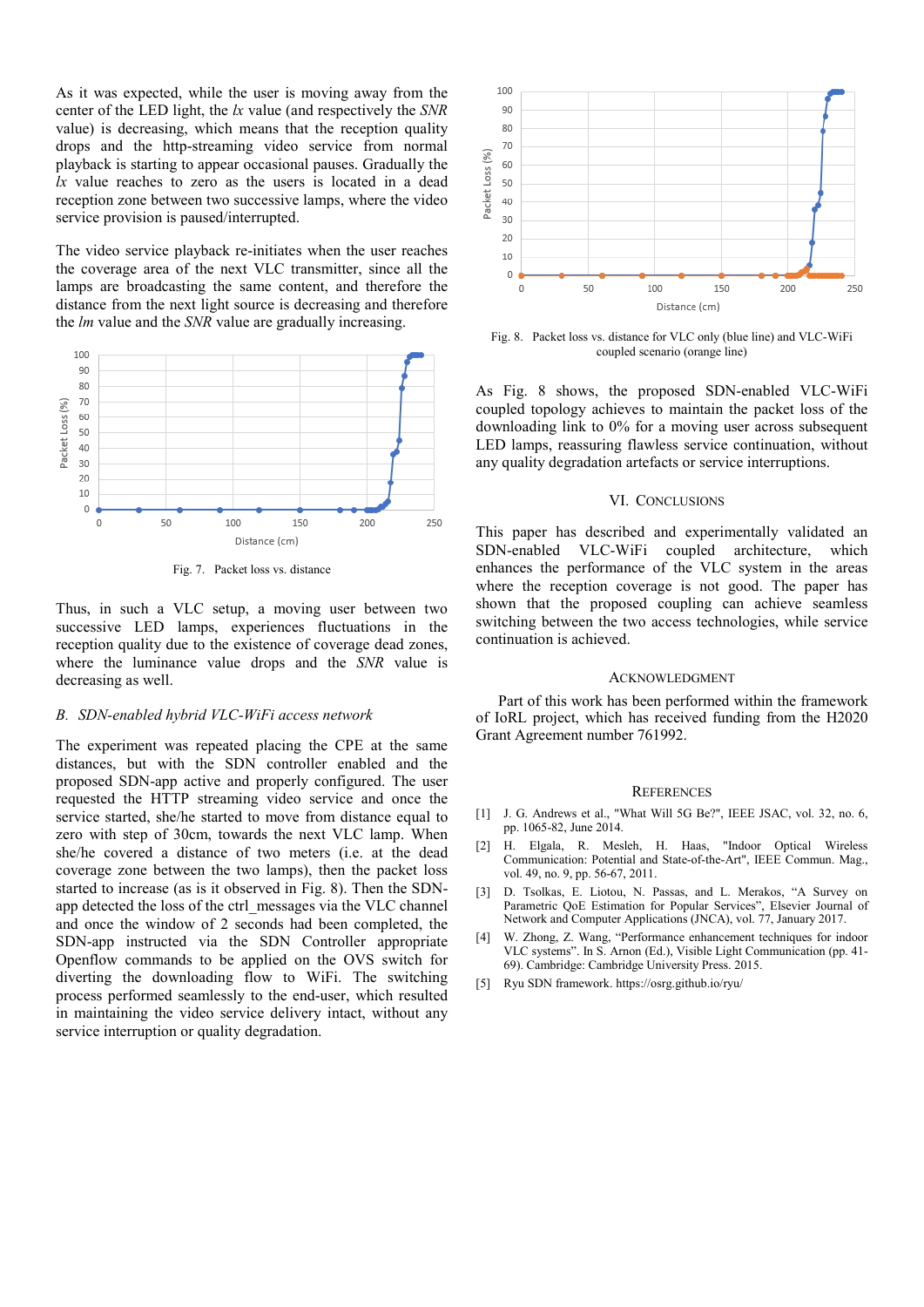As it was expected, while the user is moving away from the center of the LED light, the *lx* value (and respectively the *SNR* value) is decreasing, which means that the reception quality drops and the http-streaming video service from normal playback is starting to appear occasional pauses. Gradually the *lx* value reaches to zero as the users is located in a dead reception zone between two successive lamps, where the video service provision is paused/interrupted.

The video service playback re-initiates when the user reaches the coverage area of the next VLC transmitter, since all the lamps are broadcasting the same content, and therefore the distance from the next light source is decreasing and therefore the *lm* value and the *SNR* value are gradually increasing.

Packet Loss (%)
100
90
80
70
60
50
40
30
20
10
0
0 50 100 150 200 250
Distance (cm)

Fig. 7. Packet loss vs. distance

Thus, in such a VLC setup, a moving user between two successive LED lamps, experiences fluctuations in the reception quality due to the existence of coverage dead zones, where the luminance value drops and the *SNR* value is decreasing as well.

### *B. SDN-enabled hybrid VLC-WiFi access network*

The experiment was repeated placing the CPE at the same distances, but with the SDN controller enabled and the proposed SDN-app active and properly configured. The user requested the HTTP streaming video service and once the service started, she/he started to move from distance equal to zero with step of 30cm, towards the next VLC lamp. When she/he covered a distance of two meters (i.e. at the dead coverage zone between the two lamps), then the packet loss started to increase (as is it observed in Fig. 8). Then the SDN-app detected the loss of the ctrl_messages via the VLC channel and once the window of 2 seconds had been completed, the SDN-app instructed via the SDN Controller appropriate Openflow commands to be applied on the OVS switch for diverting the downloading flow to WiFi. The switching process performed seamlessly to the end-user, which resulted in maintaining the video service delivery intact, without any service interruption or quality degradation.

Packet Loss (%)
100
90
80
70
60
50
40
30
20
10
0
0 50 100 150 200 250
Distance (cm)

Fig. 8. Packet loss vs. distance for VLC only (blue line) and VLC-WiFi coupled scenario (orange line)

As Fig. 8 shows, the proposed SDN-enabled VLC-WiFi coupled topology achieves to maintain the packet loss of the downloading link to 0% for a moving user across subsequent LED lamps, reassuring flawless service continuation, without any quality degradation artefacts or service interruptions.

## VI. Conclusions

This paper has described and experimentally validated an SDN-enabled VLC-WiFi coupled architecture, which enhances the performance of the VLC system in the areas where the reception coverage is not good. The paper has shown that the proposed coupling can achieve seamless switching between the two access technologies, while service continuation is achieved.

## Acknowledgment

Part of this work has been performed within the framework of IoRL project, which has received funding from the H2020 Grant Agreement number 761992.

## References

[1] J. G. Andrews et al., "What Will 5G Be?", IEEE JSAC, vol. 32, no. 6, pp. 1065-82, June 2014.

[2] H. Elgala, R. Mesleh, H. Haas, "Indoor Optical Wireless Communication: Potential and State-of-the-Art", IEEE Commun. Mag., vol. 49, no. 9, pp. 56-67, 2011.

[3] D. Tsolkas, E. Liotou, N. Passas, and L. Merakos, "A Survey on Parametric QoE Estimation for Popular Services", Elsevier Journal of Network and Computer Applications (JNCA), vol. 77, January 2017.

[4] W. Zhong, Z. Wang, "Performance enhancement techniques for indoor VLC systems". In S. Arnon (Ed.), Visible Light Communication (pp. 41-69). Cambridge: Cambridge University Press. 2015.

[5] Ryu SDN framework. https://osrg.github.io/ryu/